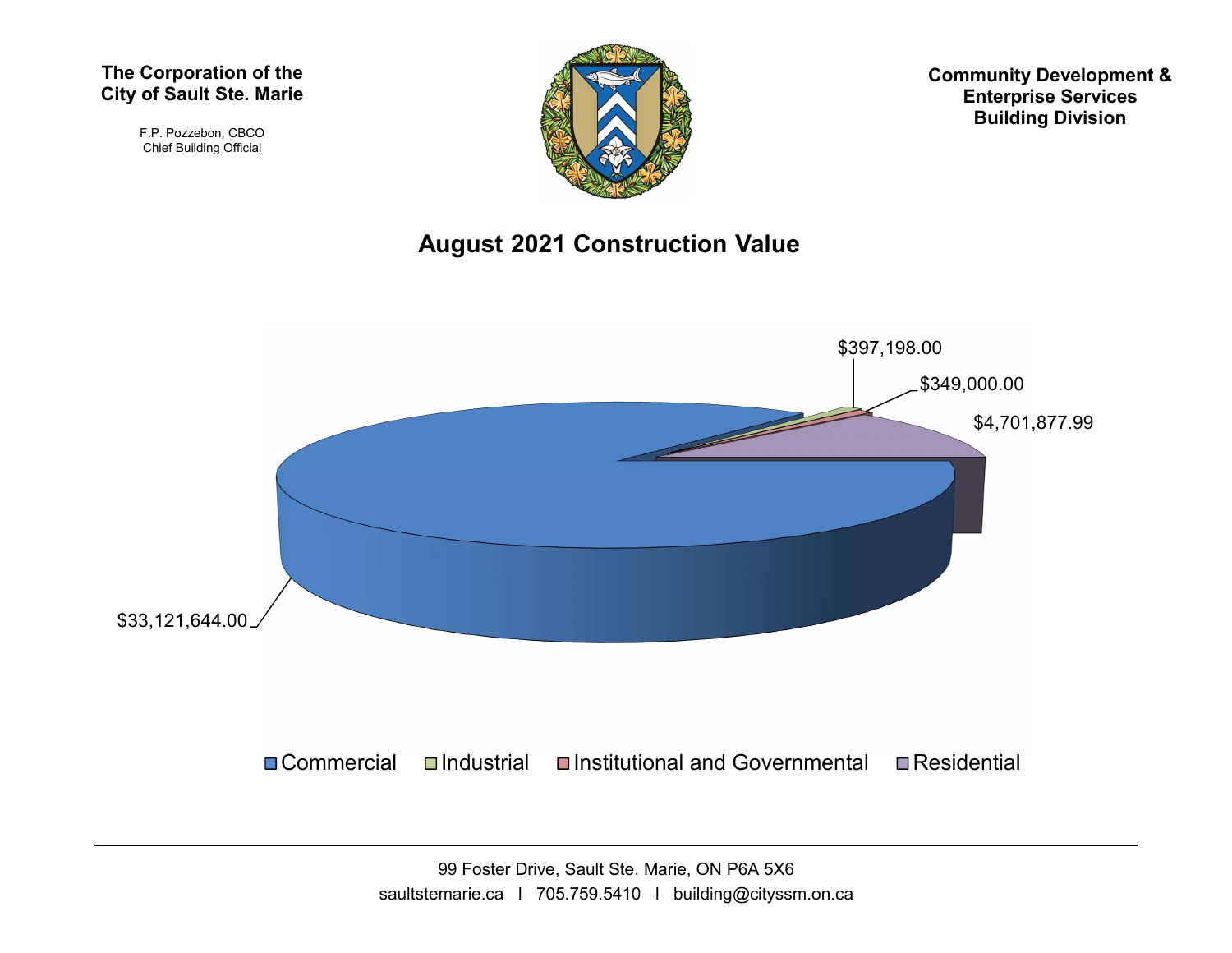**The Corporation of the City of Sault Ste. Marie**

F.P. Pozzebon, CBCO
Chief Building Official

**Community Development & Enterprise Services Building Division**

# August 2021 Construction Value

| Category | Value |
| --- | --- |
| Commercial | $33,121,644.00 |
| Industrial | $397,198.00 |
| Institutional and Governmental | $349,000.00 |
| Residential | $4,701,877.99 |

99 Foster Drive, Sault Ste. Marie, ON P6A 5X6
saultstemarie.ca | 705.759.5410 | building@cityssm.on.ca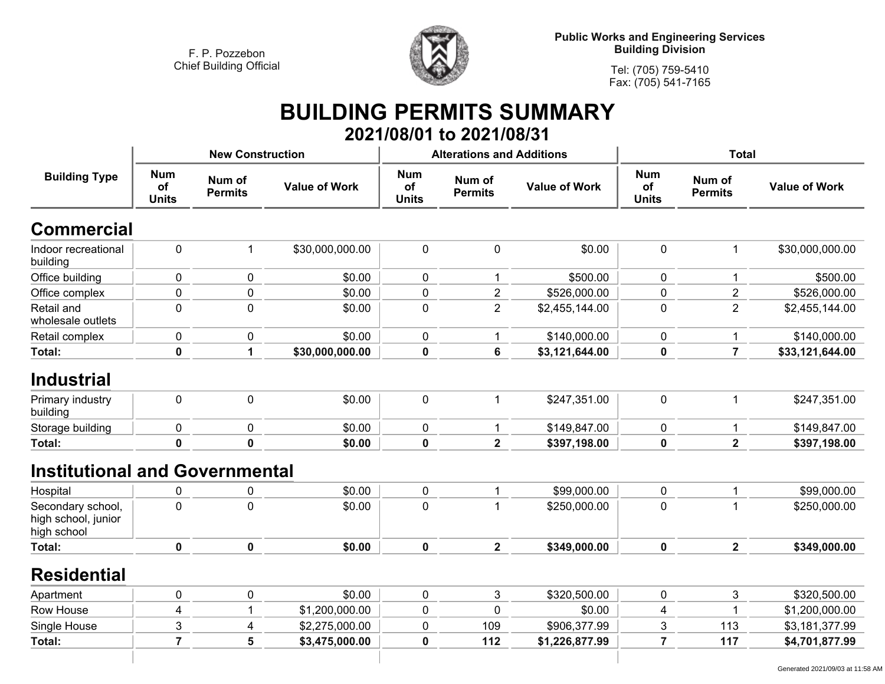F. P. Pozzebon
Chief Building Official

**Public Works and Engineering Services**
**Building Division**

Tel: (705) 759-5410
Fax: (705) 541-7165

# BUILDING PERMITS SUMMARY

## 2021/08/01 to 2021/08/31

| Building Type | New Construction | | | Alterations and Additions | | | Total | | |
|---|---|---|---|---|---|---|---|---|---|
| | Num of Units | Num of Permits | Value of Work | Num of Units | Num of Permits | Value of Work | Num of Units | Num of Permits | Value of Work |
| **Commercial** | | | | | | | | | |
| Indoor recreational building | 0 | 1 | $30,000,000.00 | 0 | 0 | $0.00 | 0 | 1 | $30,000,000.00 |
| Office building | 0 | 0 | $0.00 | 0 | 1 | $500.00 | 0 | 1 | $500.00 |
| Office complex | 0 | 0 | $0.00 | 0 | 2 | $526,000.00 | 0 | 2 | $526,000.00 |
| Retail and wholesale outlets | 0 | 0 | $0.00 | 0 | 2 | $2,455,144.00 | 0 | 2 | $2,455,144.00 |
| Retail complex | 0 | 0 | $0.00 | 0 | 1 | $140,000.00 | 0 | 1 | $140,000.00 |
| **Total:** | **0** | **1** | **$30,000,000.00** | **0** | **6** | **$3,121,644.00** | **0** | **7** | **$33,121,644.00** |
| **Industrial** | | | | | | | | | |
| Primary industry building | 0 | 0 | $0.00 | 0 | 1 | $247,351.00 | 0 | 1 | $247,351.00 |
| Storage building | 0 | 0 | $0.00 | 0 | 1 | $149,847.00 | 0 | 1 | $149,847.00 |
| **Total:** | **0** | **0** | **$0.00** | **0** | **2** | **$397,198.00** | **0** | **2** | **$397,198.00** |
| **Institutional and Governmental** | | | | | | | | | |
| Hospital | 0 | 0 | $0.00 | 0 | 1 | $99,000.00 | 0 | 1 | $99,000.00 |
| Secondary school, high school, junior high school | 0 | 0 | $0.00 | 0 | 1 | $250,000.00 | 0 | 1 | $250,000.00 |
| **Total:** | **0** | **0** | **$0.00** | **0** | **2** | **$349,000.00** | **0** | **2** | **$349,000.00** |
| **Residential** | | | | | | | | | |
| Apartment | 0 | 0 | $0.00 | 0 | 3 | $320,500.00 | 0 | 3 | $320,500.00 |
| Row House | 4 | 1 | $1,200,000.00 | 0 | 0 | $0.00 | 4 | 1 | $1,200,000.00 |
| Single House | 3 | 4 | $2,275,000.00 | 0 | 109 | $906,377.99 | 3 | 113 | $3,181,377.99 |
| **Total:** | **7** | **5** | **$3,475,000.00** | **0** | **112** | **$1,226,877.99** | **7** | **117** | **$4,701,877.99** |

Generated 2021/09/03 at 11:58 AM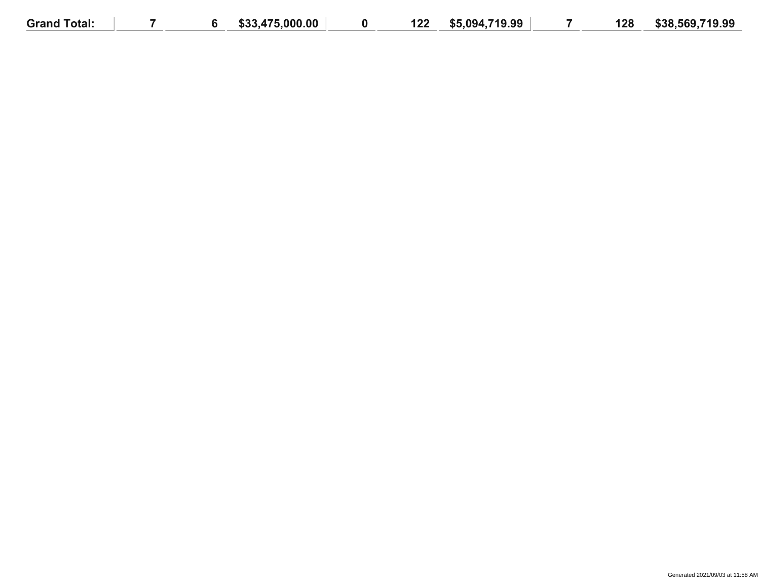| Grand Total: | 7 | 6 | $33,475,000.00 | 0 | 122 | $5,094,719.99 | 7 | 128 | $38,569,719.99 |
|---|---|---|---|---|---|---|---|---|---|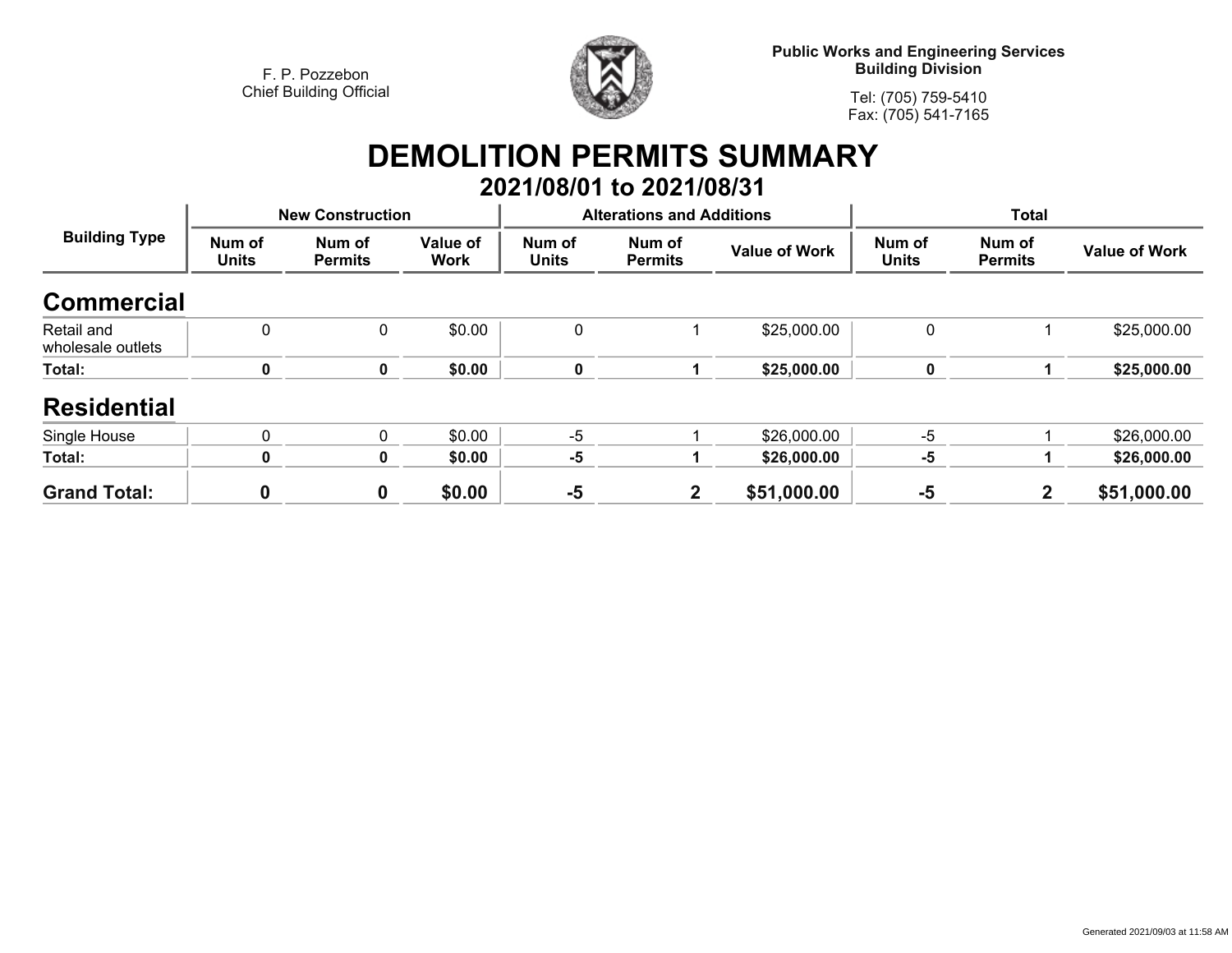F. P. Pozzebon
Chief Building Official

**Public Works and Engineering Services**
**Building Division**

Tel: (705) 759-5410
Fax: (705) 541-7165

# DEMOLITION PERMITS SUMMARY

## 2021/08/01 to 2021/08/31

| Building Type | New Construction | | | Alterations and Additions | | | Total | | |
|---|---|---|---|---|---|---|---|---|---|
| | Num of Units | Num of Permits | Value of Work | Num of Units | Num of Permits | Value of Work | Num of Units | Num of Permits | Value of Work |
| **Commercial** | | | | | | | | | |
| Retail and wholesale outlets | 0 | 0 | $0.00 | 0 | 1 | $25,000.00 | 0 | 1 | $25,000.00 |
| **Total:** | **0** | **0** | **$0.00** | **0** | **1** | **$25,000.00** | **0** | **1** | **$25,000.00** |
| **Residential** | | | | | | | | | |
| Single House | 0 | 0 | $0.00 | -5 | 1 | $26,000.00 | -5 | 1 | $26,000.00 |
| **Total:** | **0** | **0** | **$0.00** | **-5** | **1** | **$26,000.00** | **-5** | **1** | **$26,000.00** |
| **Grand Total:** | **0** | **0** | **$0.00** | **-5** | **2** | **$51,000.00** | **-5** | **2** | **$51,000.00** |

Generated 2021/09/03 at 11:58 AM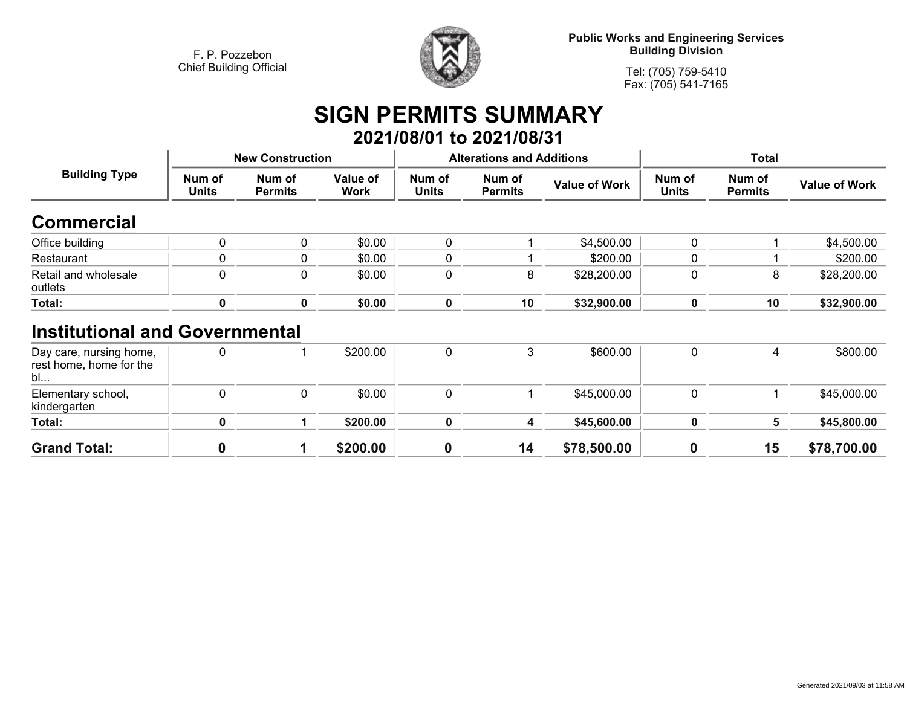F. P. Pozzebon
Chief Building Official

**Public Works and Engineering Services**
**Building Division**

Tel: (705) 759-5410
Fax: (705) 541-7165

# SIGN PERMITS SUMMARY

## 2021/08/01 to 2021/08/31

| Building Type | New Construction | | | Alterations and Additions | | | Total | | |
|---|---|---|---|---|---|---|---|---|---|
| | Num of Units | Num of Permits | Value of Work | Num of Units | Num of Permits | Value of Work | Num of Units | Num of Permits | Value of Work |
| **Commercial** | | | | | | | | | |
| Office building | 0 | 0 | $0.00 | 0 | 1 | $4,500.00 | 0 | 1 | $4,500.00 |
| Restaurant | 0 | 0 | $0.00 | 0 | 1 | $200.00 | 0 | 1 | $200.00 |
| Retail and wholesale outlets | 0 | 0 | $0.00 | 0 | 8 | $28,200.00 | 0 | 8 | $28,200.00 |
| **Total:** | **0** | **0** | **$0.00** | **0** | **10** | **$32,900.00** | **0** | **10** | **$32,900.00** |
| **Institutional and Governmental** | | | | | | | | | |
| Day care, nursing home, rest home, home for the bl... | 0 | 1 | $200.00 | 0 | 3 | $600.00 | 0 | 4 | $800.00 |
| Elementary school, kindergarten | 0 | 0 | $0.00 | 0 | 1 | $45,000.00 | 0 | 1 | $45,000.00 |
| **Total:** | **0** | **1** | **$200.00** | **0** | **4** | **$45,600.00** | **0** | **5** | **$45,800.00** |
| **Grand Total:** | **0** | **1** | **$200.00** | **0** | **14** | **$78,500.00** | **0** | **15** | **$78,700.00** |

Generated 2021/09/03 at 11:58 AM